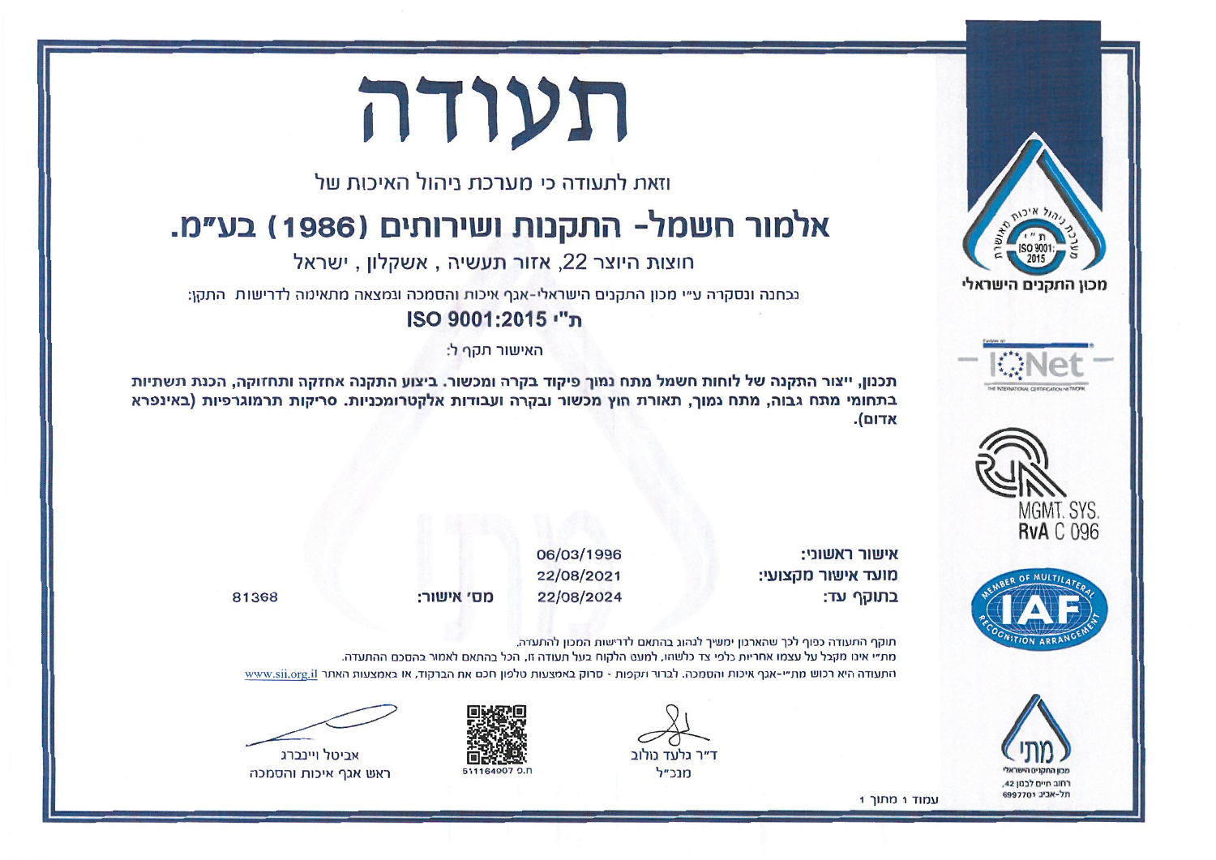# תעודה

וזאת לתעודה כי מערכת ניהול האיכות של

## אלמור חשמל- התקנות ושירותים (1986) בע"מ.

חוצות היוצר 22, אזור תעשיה , אשקלון , ישראל

נבחנה ונסקרה ע"י מכון התקנים הישראלי-אגף איכות והסמכה ומצאה מתאימה לדרישות התקן:

**ת"י ISO 9001:2015**

האישור תקף ל:

**תכנון, ייצור התקנה של לוחות חשמל מתח נמוך פיקוד בקרה ומכשור. ביצוע התקנה אחזקה ותחזוקה, הכנת תשתיות בתחומי מתח גבוה, מתח נמוך, תאורת חוץ מכשור ובקרה ועבודות אלקטרומכניות. סריקות תרמוגרפיות (באינפרא אדום).**

| | | | |
|---|---|---|---|
| אישור ראשוני: | 06/03/1996 | | |
| מועד אישור מקצועי: | 22/08/2021 | | |
| בתוקף עד: | 22/08/2024 | מס' אישור: | 81368 |

תוקף התעודה כפוף לכך שהארגון ימשיך לנהוג בהתאם לדרישות המכון להתעדה.
מת"י אינו מקבל על עצמו אחריות כלפי צד כלשהו, למעט הלקוח בעל תעודה זו, הכל בהתאם לאמור בהסכם ההתעדה.
התעודה היא רכוש מת"י-אגף איכות והסמכה. לבירור ותקפות - סרוק באמצעות טלפון חכם את הברקוד, או באמצעות האתר www.sii.org.il

ד"ר גלעד גולוב
מנכ"ל

ח.פ 511164907

אביטל ויינברג
ראש אגף איכות והסמכה

מכון התקנים הישראלי
רחוב חיים לבנון 42,
תל-אביב 6997701

MGMT. SYS.
RvA C 096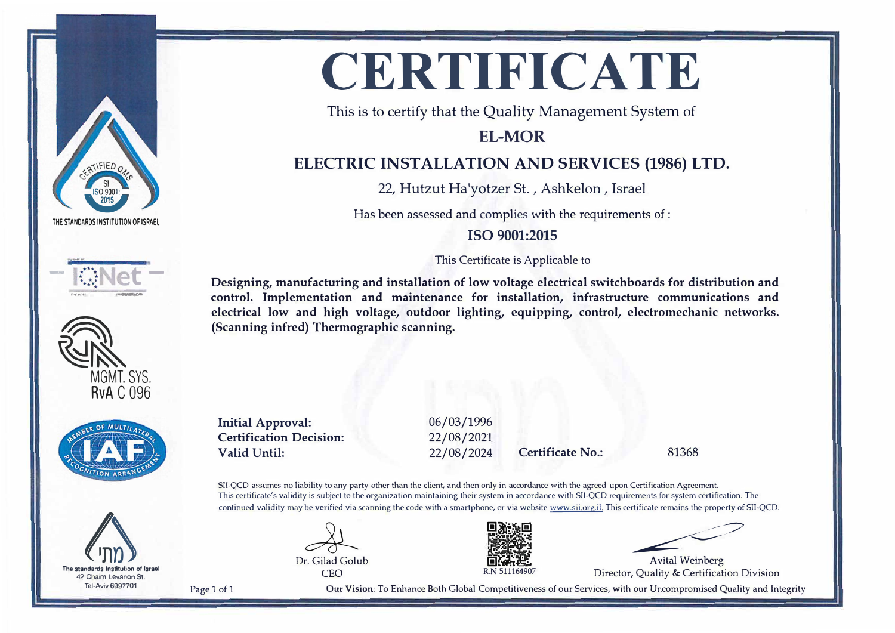# CERTIFICATE

This is to certify that the Quality Management System of

**EL-MOR**

**ELECTRIC INSTALLATION AND SERVICES (1986) LTD.**

22, Hutzut Ha'yotzer St. , Ashkelon , Israel

Has been assessed and complies with the requirements of :

**ISO 9001:2015**

This Certificate is Applicable to

**Designing, manufacturing and installation of low voltage electrical switchboards for distribution and control. Implementation and maintenance for installation, infrastructure communications and electrical low and high voltage, outdoor lighting, equipping, control, electromechanic networks. (Scanning infred) Thermographic scanning.**

| | | | |
|---|---|---|---|
| **Initial Approval:** | 06/03/1996 | | |
| **Certification Decision:** | 22/08/2021 | | |
| **Valid Until:** | 22/08/2024 | **Certificate No.:** | 81368 |

SII-QCD assumes no liability to any party other than the client, and then only in accordance with the agreed upon Certification Agreement. This certificate's validity is subject to the organization maintaining their system in accordance with SII-QCD requirements for system certification. The continued validity may be verified via scanning the code with a smartphone, or via website www.sii.org.il. This certificate remains the property of SII-QCD.

Dr. Gilad Golub
CEO

R.N 511164907

Avital Weinberg
Director, Quality & Certification Division

**Our Vision**: To Enhance Both Global Competitiveness of our Services, with our Uncompromised Quality and Integrity

CERTIFIED QMS
SI ISO 9001 2015
THE STANDARDS INSTITUTION OF ISRAEL

IQNet

MGMT. SYS.
RvA C 096

MEMBER OF MULTILATERAL RECOGNITION ARRANGEMENT
IAF

מת
The standards Institution of Israel
42 Chaim Levanon St.
Tel-Aviv 6997701